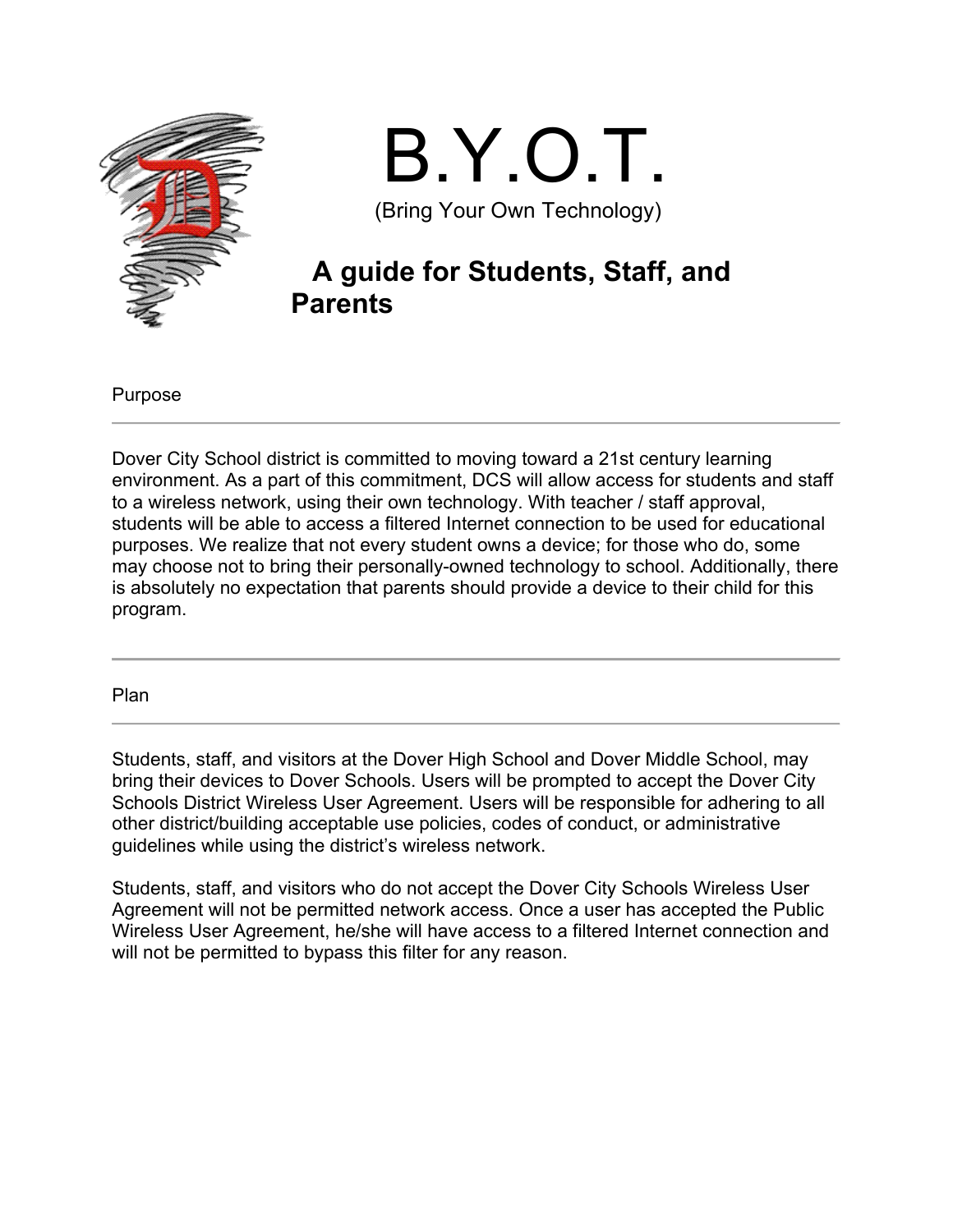# B.Y.O.T.

(Bring Your Own Technology)

## A guide for Students, Staff, and Parents

### Purpose

---

Dover City School district is committed to moving toward a 21st century learning environment. As a part of this commitment, DCS will allow access for students and staff to a wireless network, using their own technology. With teacher / staff approval, students will be able to access a filtered Internet connection to be used for educational purposes. We realize that not every student owns a device; for those who do, some may choose not to bring their personally-owned technology to school. Additionally, there is absolutely no expectation that parents should provide a device to their child for this program.

---

### Plan

---

Students, staff, and visitors at the Dover High School and Dover Middle School, may bring their devices to Dover Schools. Users will be prompted to accept the Dover City Schools District Wireless User Agreement. Users will be responsible for adhering to all other district/building acceptable use policies, codes of conduct, or administrative guidelines while using the district's wireless network.

Students, staff, and visitors who do not accept the Dover City Schools Wireless User Agreement will not be permitted network access. Once a user has accepted the Public Wireless User Agreement, he/she will have access to a filtered Internet connection and will not be permitted to bypass this filter for any reason.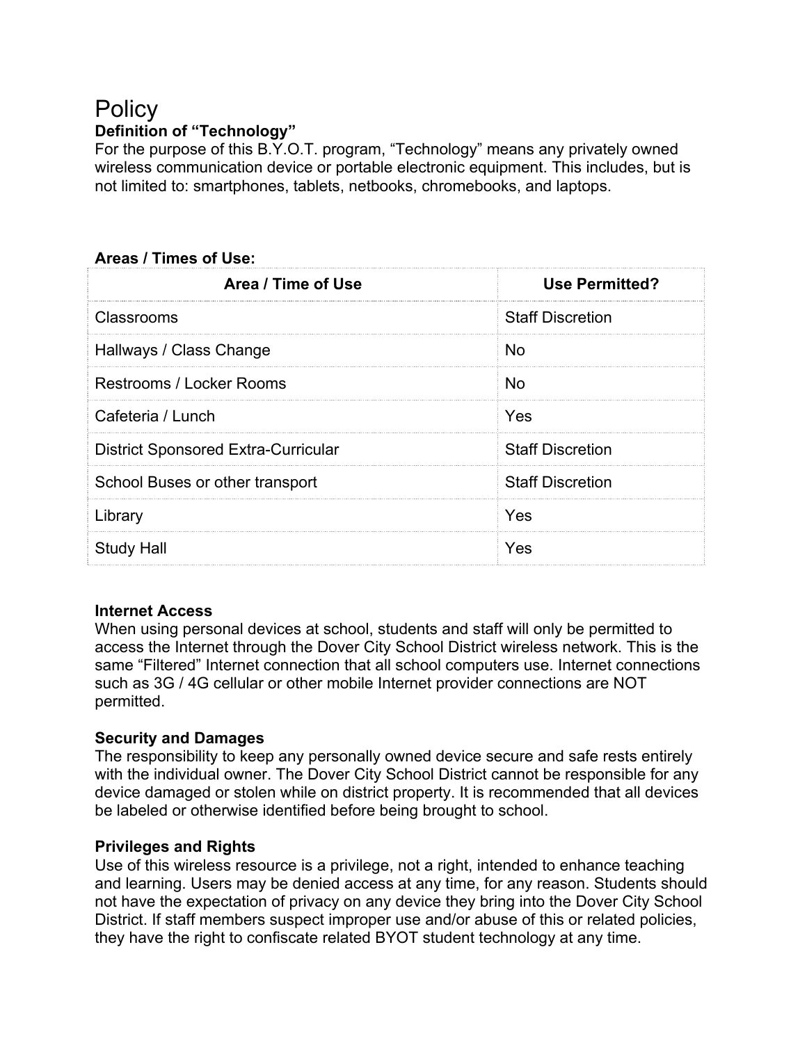# Policy

### Definition of “Technology”

For the purpose of this B.Y.O.T. program, “Technology” means any privately owned wireless communication device or portable electronic equipment. This includes, but is not limited to: smartphones, tablets, netbooks, chromebooks, and laptops.

### Areas / Times of Use:

| Area / Time of Use | Use Permitted? |
| --- | --- |
| Classrooms | Staff Discretion |
| Hallways / Class Change | No |
| Restrooms / Locker Rooms | No |
| Cafeteria / Lunch | Yes |
| District Sponsored Extra-Curricular | Staff Discretion |
| School Buses or other transport | Staff Discretion |
| Library | Yes |
| Study Hall | Yes |

### Internet Access

When using personal devices at school, students and staff will only be permitted to access the Internet through the Dover City School District wireless network. This is the same “Filtered” Internet connection that all school computers use. Internet connections such as 3G / 4G cellular or other mobile Internet provider connections are NOT permitted.

### Security and Damages

The responsibility to keep any personally owned device secure and safe rests entirely with the individual owner. The Dover City School District cannot be responsible for any device damaged or stolen while on district property. It is recommended that all devices be labeled or otherwise identified before being brought to school.

### Privileges and Rights

Use of this wireless resource is a privilege, not a right, intended to enhance teaching and learning. Users may be denied access at any time, for any reason. Students should not have the expectation of privacy on any device they bring into the Dover City School District. If staff members suspect improper use and/or abuse of this or related policies, they have the right to confiscate related BYOT student technology at any time.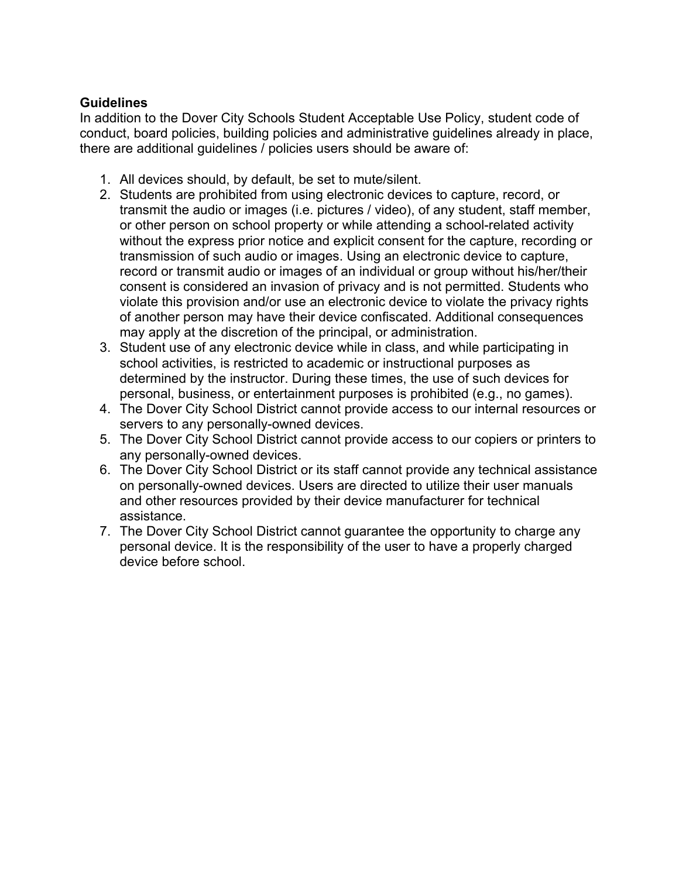**Guidelines**

In addition to the Dover City Schools Student Acceptable Use Policy, student code of conduct, board policies, building policies and administrative guidelines already in place, there are additional guidelines / policies users should be aware of:

1. All devices should, by default, be set to mute/silent.
2. Students are prohibited from using electronic devices to capture, record, or transmit the audio or images (i.e. pictures / video), of any student, staff member, or other person on school property or while attending a school-related activity without the express prior notice and explicit consent for the capture, recording or transmission of such audio or images. Using an electronic device to capture, record or transmit audio or images of an individual or group without his/her/their consent is considered an invasion of privacy and is not permitted. Students who violate this provision and/or use an electronic device to violate the privacy rights of another person may have their device confiscated. Additional consequences may apply at the discretion of the principal, or administration.
3. Student use of any electronic device while in class, and while participating in school activities, is restricted to academic or instructional purposes as determined by the instructor. During these times, the use of such devices for personal, business, or entertainment purposes is prohibited (e.g., no games).
4. The Dover City School District cannot provide access to our internal resources or servers to any personally-owned devices.
5. The Dover City School District cannot provide access to our copiers or printers to any personally-owned devices.
6. The Dover City School District or its staff cannot provide any technical assistance on personally-owned devices. Users are directed to utilize their user manuals and other resources provided by their device manufacturer for technical assistance.
7. The Dover City School District cannot guarantee the opportunity to charge any personal device. It is the responsibility of the user to have a properly charged device before school.